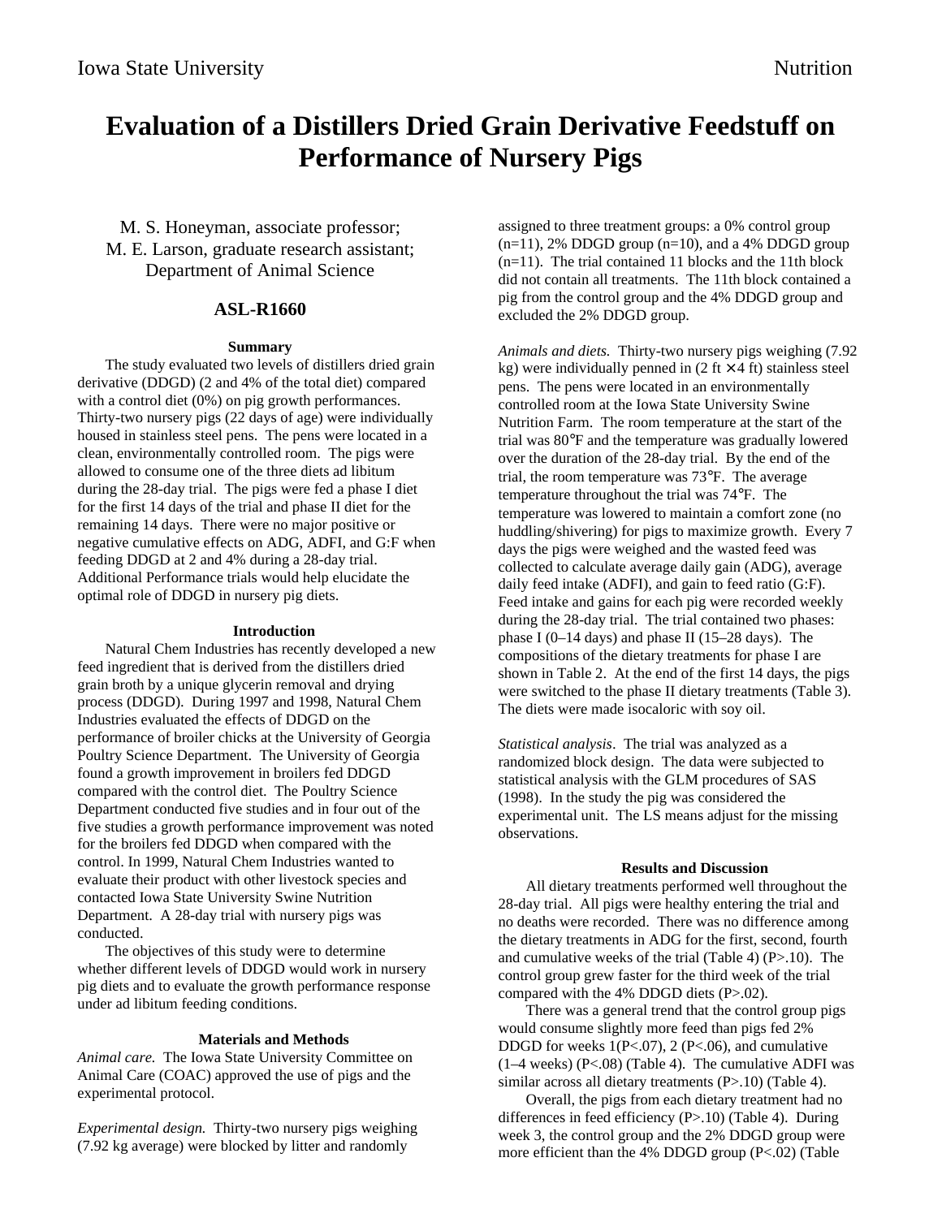Iowa State University Nutrition

# Evaluation of a Distillers Dried Grain Derivative Feedstuff on Performance of Nursery Pigs

M. S. Honeyman, associate professor;
M. E. Larson, graduate research assistant;
Department of Animal Science

## ASL-R1660

### Summary

The study evaluated two levels of distillers dried grain derivative (DDGD) (2 and 4% of the total diet) compared with a control diet (0%) on pig growth performances. Thirty-two nursery pigs (22 days of age) were individually housed in stainless steel pens. The pens were located in a clean, environmentally controlled room. The pigs were allowed to consume one of the three diets ad libitum during the 28-day trial. The pigs were fed a phase I diet for the first 14 days of the trial and phase II diet for the remaining 14 days. There were no major positive or negative cumulative effects on ADG, ADFI, and G:F when feeding DDGD at 2 and 4% during a 28-day trial. Additional Performance trials would help elucidate the optimal role of DDGD in nursery pig diets.

### Introduction

Natural Chem Industries has recently developed a new feed ingredient that is derived from the distillers dried grain broth by a unique glycerin removal and drying process (DDGD). During 1997 and 1998, Natural Chem Industries evaluated the effects of DDGD on the performance of broiler chicks at the University of Georgia Poultry Science Department. The University of Georgia found a growth improvement in broilers fed DDGD compared with the control diet. The Poultry Science Department conducted five studies and in four out of the five studies a growth performance improvement was noted for the broilers fed DDGD when compared with the control. In 1999, Natural Chem Industries wanted to evaluate their product with other livestock species and contacted Iowa State University Swine Nutrition Department. A 28-day trial with nursery pigs was conducted.

The objectives of this study were to determine whether different levels of DDGD would work in nursery pig diets and to evaluate the growth performance response under ad libitum feeding conditions.

### Materials and Methods

*Animal care.* The Iowa State University Committee on Animal Care (COAC) approved the use of pigs and the experimental protocol.

*Experimental design.* Thirty-two nursery pigs weighing (7.92 kg average) were blocked by litter and randomly assigned to three treatment groups: a 0% control group (n=11), 2% DDGD group (n=10), and a 4% DDGD group (n=11). The trial contained 11 blocks and the 11th block did not contain all treatments. The 11th block contained a pig from the control group and the 4% DDGD group and excluded the 2% DDGD group.

*Animals and diets.* Thirty-two nursery pigs weighing (7.92 kg) were individually penned in (2 ft × 4 ft) stainless steel pens. The pens were located in an environmentally controlled room at the Iowa State University Swine Nutrition Farm. The room temperature at the start of the trial was 80°F and the temperature was gradually lowered over the duration of the 28-day trial. By the end of the trial, the room temperature was 73°F. The average temperature throughout the trial was 74°F. The temperature was lowered to maintain a comfort zone (no huddling/shivering) for pigs to maximize growth. Every 7 days the pigs were weighed and the wasted feed was collected to calculate average daily gain (ADG), average daily feed intake (ADFI), and gain to feed ratio (G:F). Feed intake and gains for each pig were recorded weekly during the 28-day trial. The trial contained two phases: phase I (0–14 days) and phase II (15–28 days). The compositions of the dietary treatments for phase I are shown in Table 2. At the end of the first 14 days, the pigs were switched to the phase II dietary treatments (Table 3). The diets were made isocaloric with soy oil.

*Statistical analysis*. The trial was analyzed as a randomized block design. The data were subjected to statistical analysis with the GLM procedures of SAS (1998). In the study the pig was considered the experimental unit. The LS means adjust for the missing observations.

### Results and Discussion

All dietary treatments performed well throughout the 28-day trial. All pigs were healthy entering the trial and no deaths were recorded. There was no difference among the dietary treatments in ADG for the first, second, fourth and cumulative weeks of the trial (Table 4) (P>.10). The control group grew faster for the third week of the trial compared with the 4% DDGD diets (P>.02).

There was a general trend that the control group pigs would consume slightly more feed than pigs fed 2% DDGD for weeks 1(P<.07), 2 (P<.06), and cumulative (1–4 weeks) (P<.08) (Table 4). The cumulative ADFI was similar across all dietary treatments (P>.10) (Table 4).

Overall, the pigs from each dietary treatment had no differences in feed efficiency (P>.10) (Table 4). During week 3, the control group and the 2% DDGD group were more efficient than the 4% DDGD group (P<.02) (Table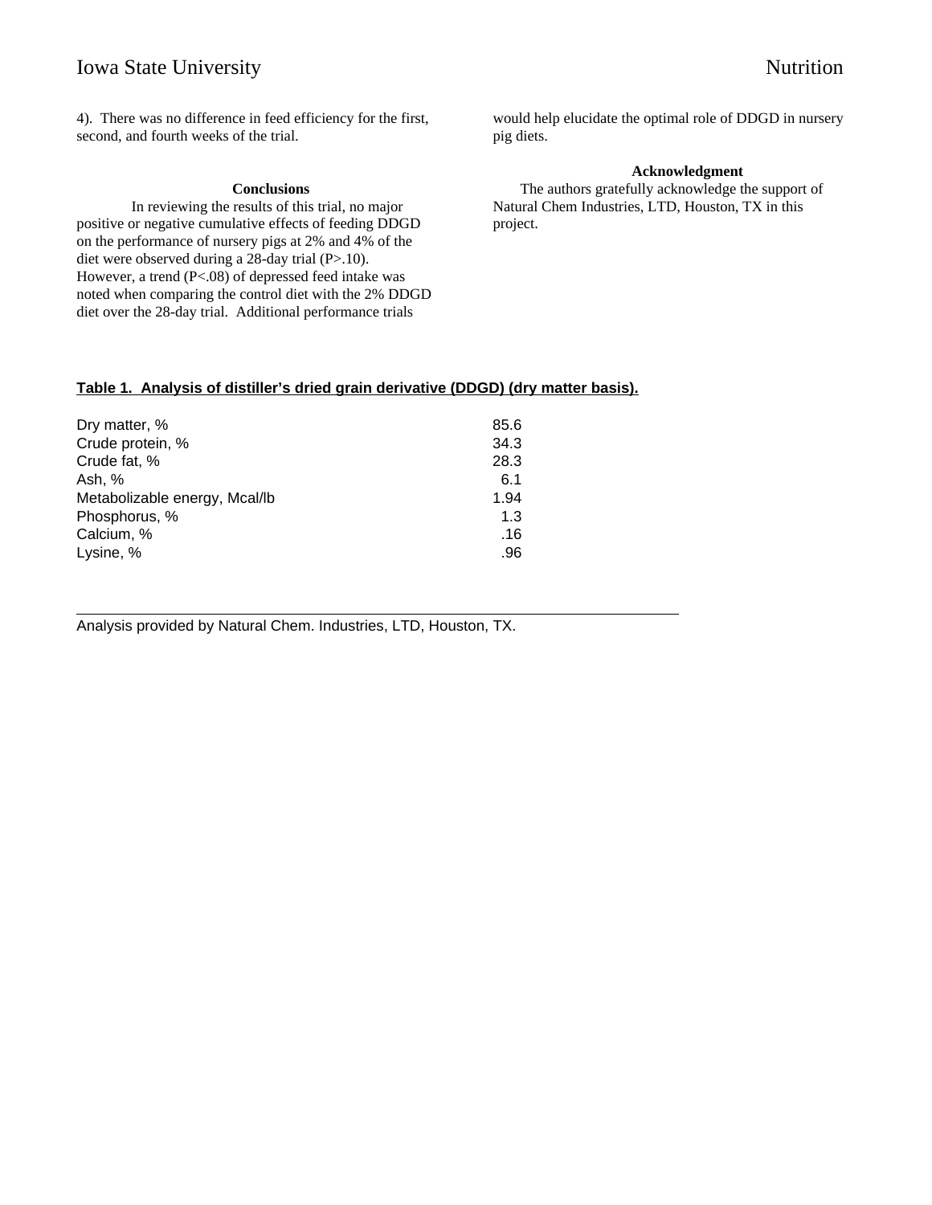4). There was no difference in feed efficiency for the first, second, and fourth weeks of the trial.

### Conclusions

In reviewing the results of this trial, no major positive or negative cumulative effects of feeding DDGD on the performance of nursery pigs at 2% and 4% of the diet were observed during a 28-day trial ($P > .10$). However, a trend ($P < .08$) of depressed feed intake was noted when comparing the control diet with the 2% DDGD diet over the 28-day trial. Additional performance trials would help elucidate the optimal role of DDGD in nursery pig diets.

### Acknowledgment

The authors gratefully acknowledge the support of Natural Chem Industries, LTD, Houston, TX in this project.

**Table 1. Analysis of distiller's dried grain derivative (DDGD) (dry matter basis).**

| | |
|---|---|
| Dry matter, % | 85.6 |
| Crude protein, % | 34.3 |
| Crude fat, % | 28.3 |
| Ash, % | 6.1 |
| Metabolizable energy, Mcal/lb | 1.94 |
| Phosphorus, % | 1.3 |
| Calcium, % | .16 |
| Lysine, % | .96 |

Analysis provided by Natural Chem. Industries, LTD, Houston, TX.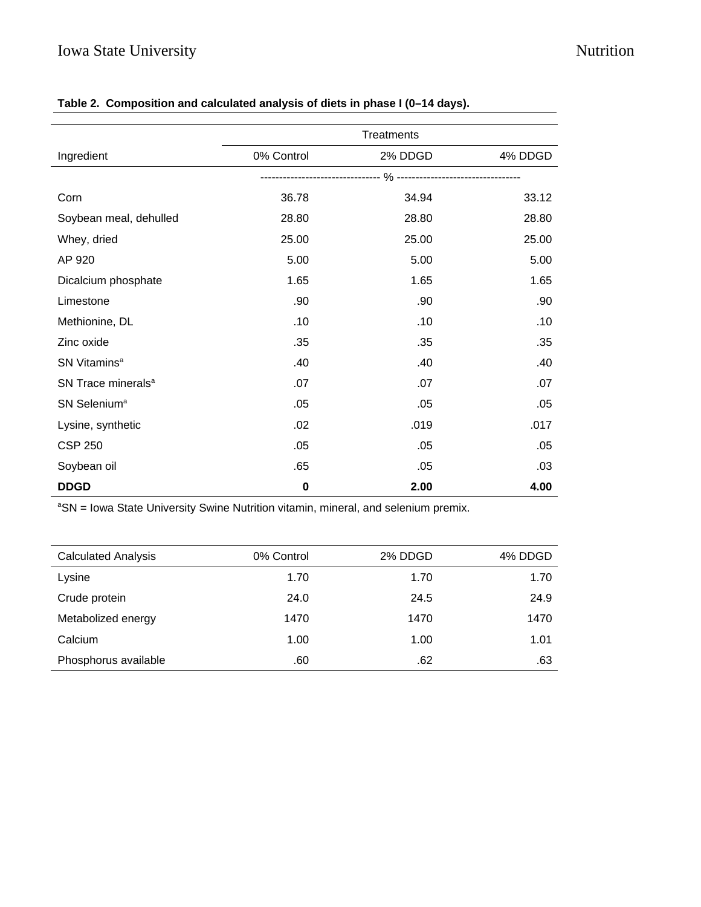**Table 2. Composition and calculated analysis of diets in phase I (0–14 days).**

| | Treatments | | |
|---|---|---|---|
| Ingredient | 0% Control | 2% DDGD | 4% DDGD |
| | % | | |
| Corn | 36.78 | 34.94 | 33.12 |
| Soybean meal, dehulled | 28.80 | 28.80 | 28.80 |
| Whey, dried | 25.00 | 25.00 | 25.00 |
| AP 920 | 5.00 | 5.00 | 5.00 |
| Dicalcium phosphate | 1.65 | 1.65 | 1.65 |
| Limestone | .90 | .90 | .90 |
| Methionine, DL | .10 | .10 | .10 |
| Zinc oxide | .35 | .35 | .35 |
| SN Vitamins[a] | .40 | .40 | .40 |
| SN Trace minerals[a] | .07 | .07 | .07 |
| SN Selenium[a] | .05 | .05 | .05 |
| Lysine, synthetic | .02 | .019 | .017 |
| CSP 250 | .05 | .05 | .05 |
| Soybean oil | .65 | .05 | .03 |
| **DDGD** | **0** | **2.00** | **4.00** |

[a]SN = Iowa State University Swine Nutrition vitamin, mineral, and selenium premix.

| Calculated Analysis | 0% Control | 2% DDGD | 4% DDGD |
|---|---|---|---|
| Lysine | 1.70 | 1.70 | 1.70 |
| Crude protein | 24.0 | 24.5 | 24.9 |
| Metabolized energy | 1470 | 1470 | 1470 |
| Calcium | 1.00 | 1.00 | 1.01 |
| Phosphorus available | .60 | .62 | .63 |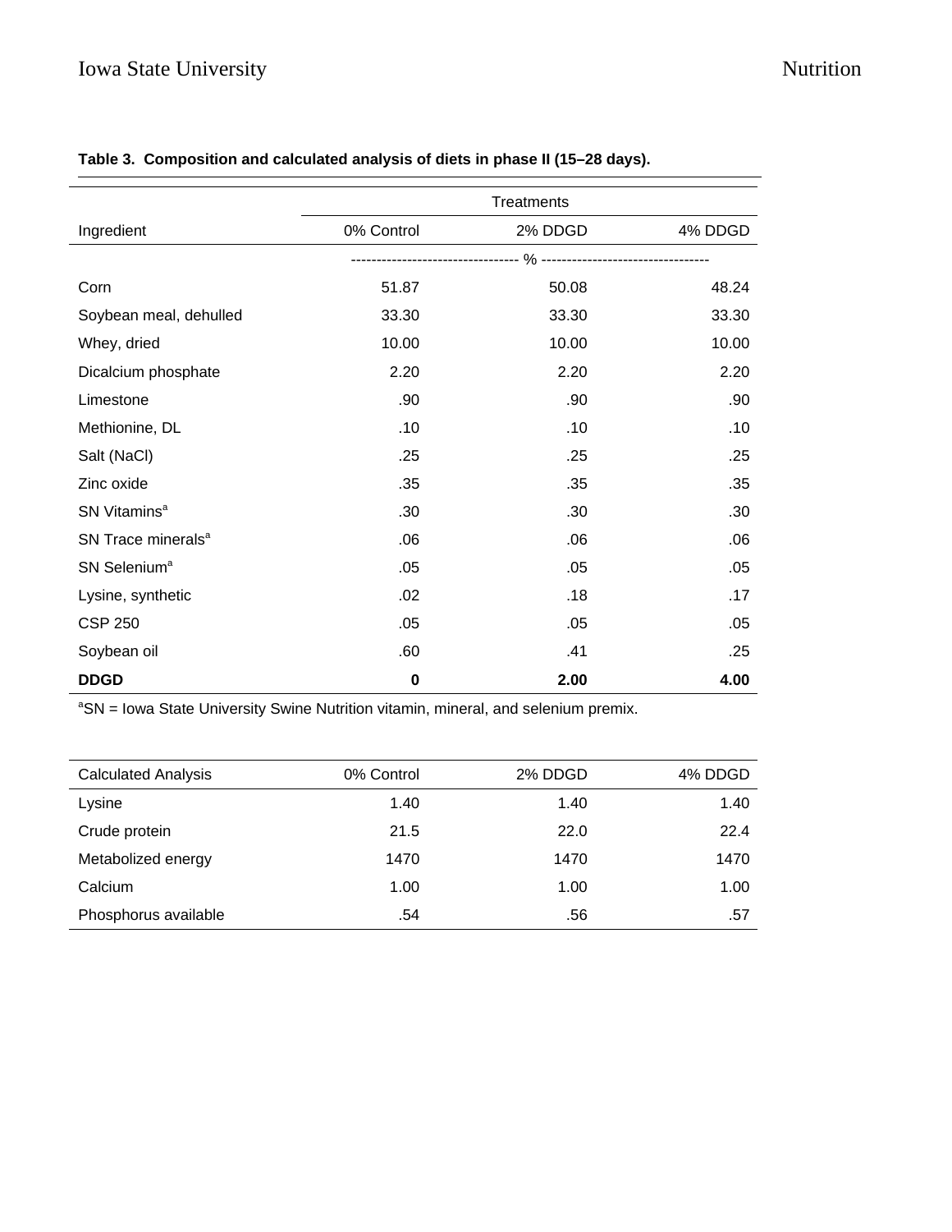**Table 3. Composition and calculated analysis of diets in phase II (15–28 days).**

| Ingredient | Treatments | | |
|---|---|---|---|
| | 0% Control | 2% DDGD | 4% DDGD |
| | % | | |
| Corn | 51.87 | 50.08 | 48.24 |
| Soybean meal, dehulled | 33.30 | 33.30 | 33.30 |
| Whey, dried | 10.00 | 10.00 | 10.00 |
| Dicalcium phosphate | 2.20 | 2.20 | 2.20 |
| Limestone | .90 | .90 | .90 |
| Methionine, DL | .10 | .10 | .10 |
| Salt (NaCl) | .25 | .25 | .25 |
| Zinc oxide | .35 | .35 | .35 |
| SN Vitamins[a] | .30 | .30 | .30 |
| SN Trace minerals[a] | .06 | .06 | .06 |
| SN Selenium[a] | .05 | .05 | .05 |
| Lysine, synthetic | .02 | .18 | .17 |
| CSP 250 | .05 | .05 | .05 |
| Soybean oil | .60 | .41 | .25 |
| **DDGD** | **0** | **2.00** | **4.00** |

[a]SN = Iowa State University Swine Nutrition vitamin, mineral, and selenium premix.

| Calculated Analysis | 0% Control | 2% DDGD | 4% DDGD |
|---|---|---|---|
| Lysine | 1.40 | 1.40 | 1.40 |
| Crude protein | 21.5 | 22.0 | 22.4 |
| Metabolized energy | 1470 | 1470 | 1470 |
| Calcium | 1.00 | 1.00 | 1.00 |
| Phosphorus available | .54 | .56 | .57 |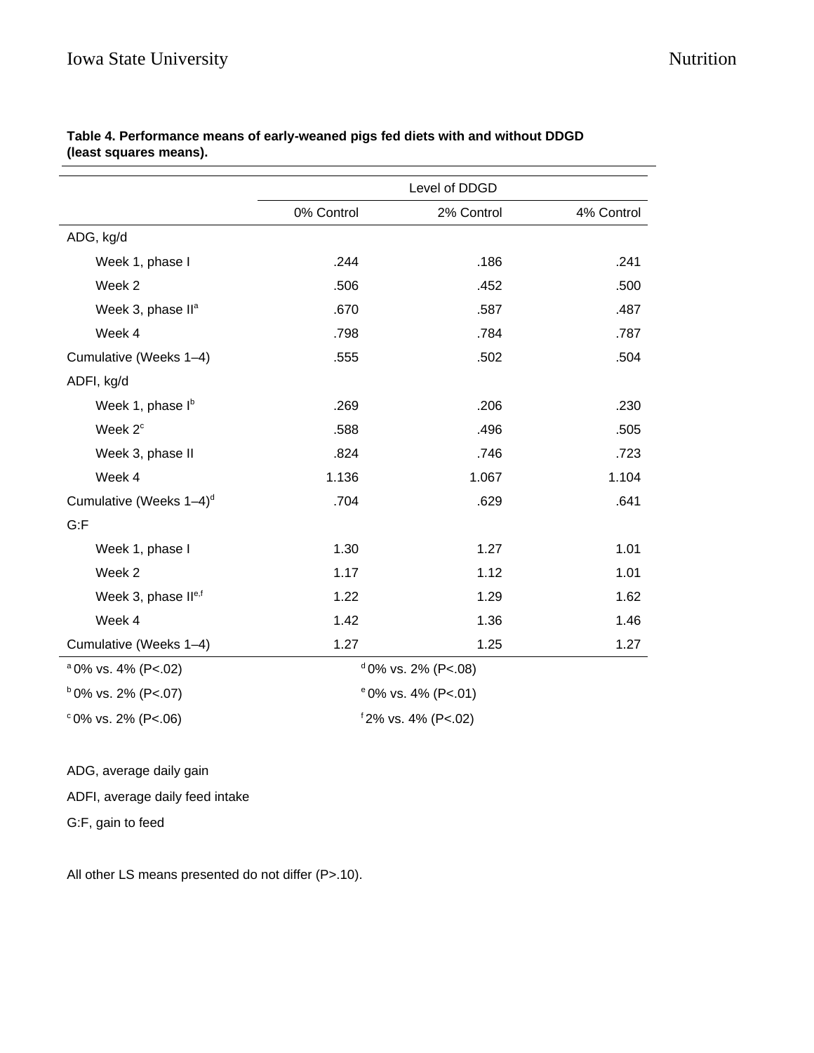**Table 4. Performance means of early-weaned pigs fed diets with and without DDGD (least squares means).**

| | Level of DDGD | | |
|---|---|---|---|
| | 0% Control | 2% Control | 4% Control |
| ADG, kg/d | | | |
| Week 1, phase I | .244 | .186 | .241 |
| Week 2 | .506 | .452 | .500 |
| Week 3, phase II[a] | .670 | .587 | .487 |
| Week 4 | .798 | .784 | .787 |
| Cumulative (Weeks 1–4) | .555 | .502 | .504 |
| ADFI, kg/d | | | |
| Week 1, phase I[b] | .269 | .206 | .230 |
| Week 2[c] | .588 | .496 | .505 |
| Week 3, phase II | .824 | .746 | .723 |
| Week 4 | 1.136 | 1.067 | 1.104 |
| Cumulative (Weeks 1–4)[d] | .704 | .629 | .641 |
| G:F | | | |
| Week 1, phase I | 1.30 | 1.27 | 1.01 |
| Week 2 | 1.17 | 1.12 | 1.01 |
| Week 3, phase II[e,f] | 1.22 | 1.29 | 1.62 |
| Week 4 | 1.42 | 1.36 | 1.46 |
| Cumulative (Weeks 1–4) | 1.27 | 1.25 | 1.27 |

[a] 0% vs. 4% (P<.02)

[b] 0% vs. 2% (P<.07)

[c] 0% vs. 2% (P<.06)

[d] 0% vs. 2% (P<.08)

[e] 0% vs. 4% (P<.01)

[f] 2% vs. 4% (P<.02)

ADG, average daily gain

ADFI, average daily feed intake

G:F, gain to feed

All other LS means presented do not differ (P>.10).